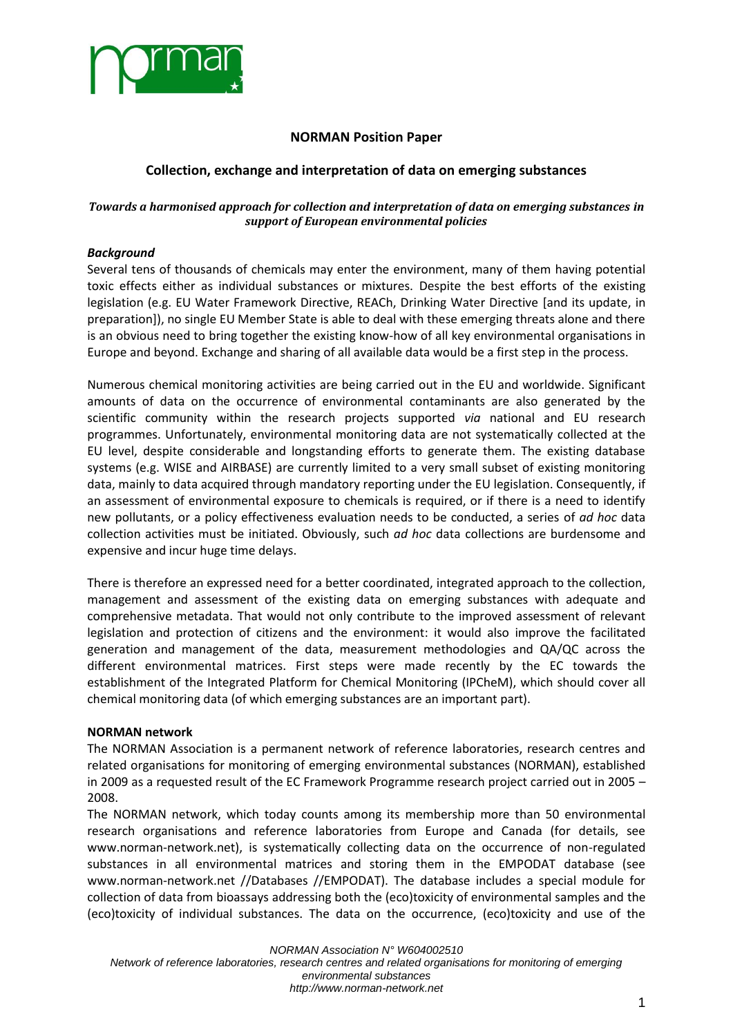**NORMAN Position Paper**

## Collection, exchange and interpretation of data on emerging substances

***Towards a harmonised approach for collection and interpretation of data on emerging substances in support of European environmental policies***

### *Background*

Several tens of thousands of chemicals may enter the environment, many of them having potential toxic effects either as individual substances or mixtures. Despite the best efforts of the existing legislation (e.g. EU Water Framework Directive, REACh, Drinking Water Directive [and its update, in preparation]), no single EU Member State is able to deal with these emerging threats alone and there is an obvious need to bring together the existing know-how of all key environmental organisations in Europe and beyond. Exchange and sharing of all available data would be a first step in the process.

Numerous chemical monitoring activities are being carried out in the EU and worldwide. Significant amounts of data on the occurrence of environmental contaminants are also generated by the scientific community within the research projects supported *via* national and EU research programmes. Unfortunately, environmental monitoring data are not systematically collected at the EU level, despite considerable and longstanding efforts to generate them. The existing database systems (e.g. WISE and AIRBASE) are currently limited to a very small subset of existing monitoring data, mainly to data acquired through mandatory reporting under the EU legislation. Consequently, if an assessment of environmental exposure to chemicals is required, or if there is a need to identify new pollutants, or a policy effectiveness evaluation needs to be conducted, a series of *ad hoc* data collection activities must be initiated. Obviously, such *ad hoc* data collections are burdensome and expensive and incur huge time delays.

There is therefore an expressed need for a better coordinated, integrated approach to the collection, management and assessment of the existing data on emerging substances with adequate and comprehensive metadata. That would not only contribute to the improved assessment of relevant legislation and protection of citizens and the environment: it would also improve the facilitated generation and management of the data, measurement methodologies and QA/QC across the different environmental matrices. First steps were made recently by the EC towards the establishment of the Integrated Platform for Chemical Monitoring (IPCheM), which should cover all chemical monitoring data (of which emerging substances are an important part).

### **NORMAN network**

The NORMAN Association is a permanent network of reference laboratories, research centres and related organisations for monitoring of emerging environmental substances (NORMAN), established in 2009 as a requested result of the EC Framework Programme research project carried out in 2005 – 2008.

The NORMAN network, which today counts among its membership more than 50 environmental research organisations and reference laboratories from Europe and Canada (for details, see www.norman-network.net), is systematically collecting data on the occurrence of non-regulated substances in all environmental matrices and storing them in the EMPODAT database (see www.norman-network.net //Databases //EMPODAT). The database includes a special module for collection of data from bioassays addressing both the (eco)toxicity of environmental samples and the (eco)toxicity of individual substances. The data on the occurrence, (eco)toxicity and use of the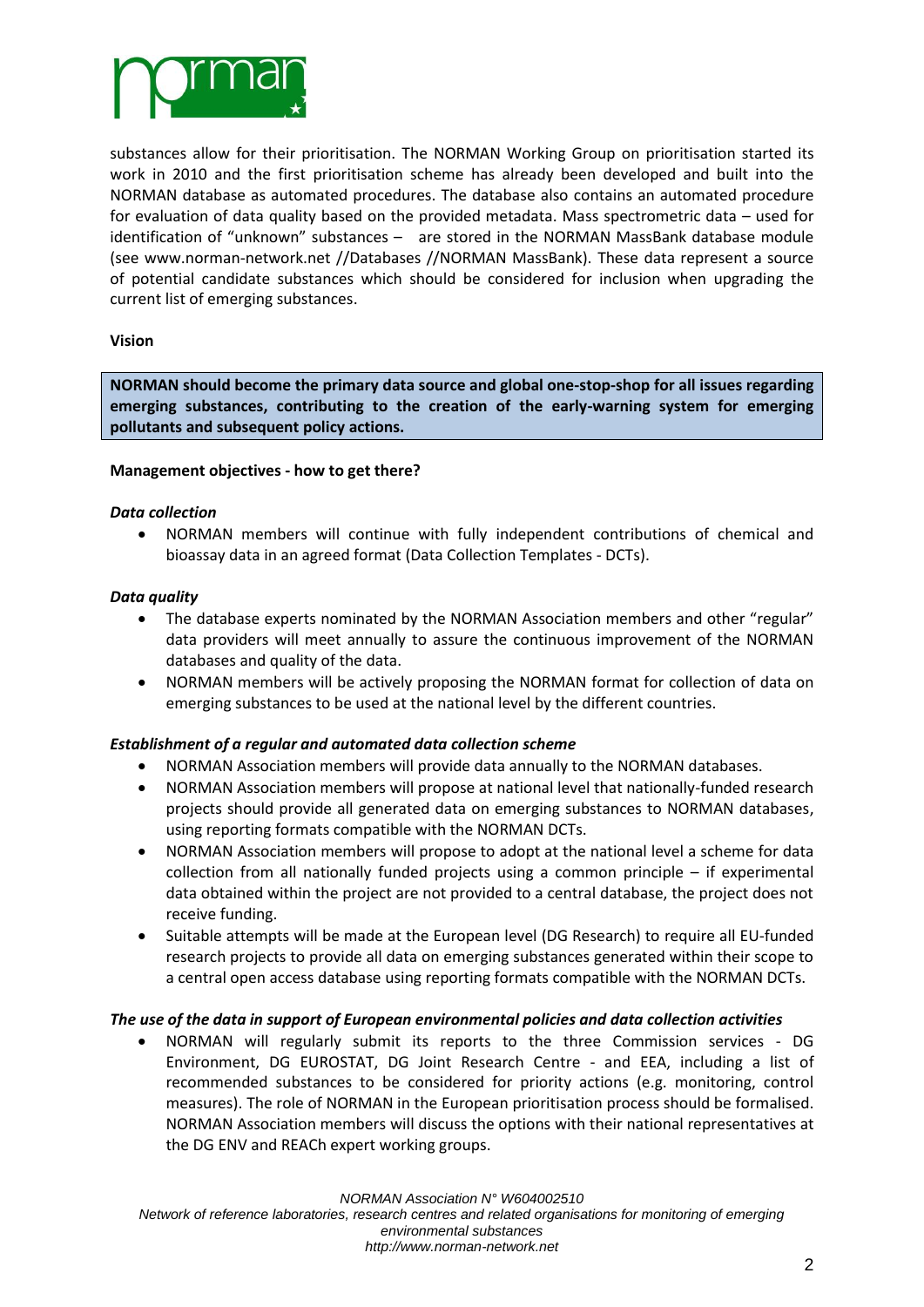substances allow for their prioritisation. The NORMAN Working Group on prioritisation started its work in 2010 and the first prioritisation scheme has already been developed and built into the NORMAN database as automated procedures. The database also contains an automated procedure for evaluation of data quality based on the provided metadata. Mass spectrometric data – used for identification of "unknown" substances – are stored in the NORMAN MassBank database module (see www.norman-network.net //Databases //NORMAN MassBank). These data represent a source of potential candidate substances which should be considered for inclusion when upgrading the current list of emerging substances.

**Vision**

**NORMAN should become the primary data source and global one-stop-shop for all issues regarding emerging substances, contributing to the creation of the early-warning system for emerging pollutants and subsequent policy actions.**

**Management objectives - how to get there?**

***Data collection***

- NORMAN members will continue with fully independent contributions of chemical and bioassay data in an agreed format (Data Collection Templates - DCTs).

***Data quality***

- The database experts nominated by the NORMAN Association members and other "regular" data providers will meet annually to assure the continuous improvement of the NORMAN databases and quality of the data.
- NORMAN members will be actively proposing the NORMAN format for collection of data on emerging substances to be used at the national level by the different countries.

***Establishment of a regular and automated data collection scheme***

- NORMAN Association members will provide data annually to the NORMAN databases.
- NORMAN Association members will propose at national level that nationally-funded research projects should provide all generated data on emerging substances to NORMAN databases, using reporting formats compatible with the NORMAN DCTs.
- NORMAN Association members will propose to adopt at the national level a scheme for data collection from all nationally funded projects using a common principle – if experimental data obtained within the project are not provided to a central database, the project does not receive funding.
- Suitable attempts will be made at the European level (DG Research) to require all EU-funded research projects to provide all data on emerging substances generated within their scope to a central open access database using reporting formats compatible with the NORMAN DCTs.

***The use of the data in support of European environmental policies and data collection activities***

- NORMAN will regularly submit its reports to the three Commission services - DG Environment, DG EUROSTAT, DG Joint Research Centre - and EEA, including a list of recommended substances to be considered for priority actions (e.g. monitoring, control measures). The role of NORMAN in the European prioritisation process should be formalised. NORMAN Association members will discuss the options with their national representatives at the DG ENV and REACh expert working groups.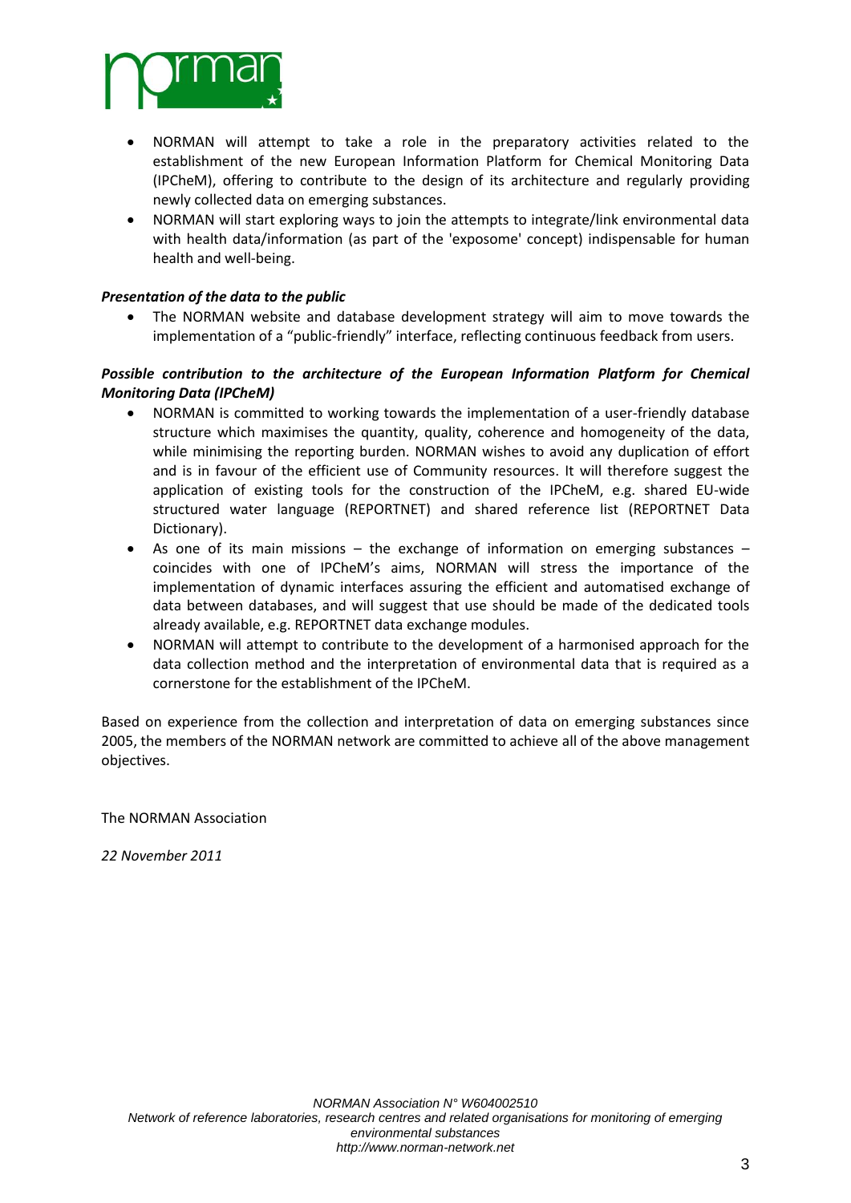- NORMAN will attempt to take a role in the preparatory activities related to the establishment of the new European Information Platform for Chemical Monitoring Data (IPCheM), offering to contribute to the design of its architecture and regularly providing newly collected data on emerging substances.
- NORMAN will start exploring ways to join the attempts to integrate/link environmental data with health data/information (as part of the 'exposome' concept) indispensable for human health and well-being.

***Presentation of the data to the public***

- The NORMAN website and database development strategy will aim to move towards the implementation of a "public-friendly" interface, reflecting continuous feedback from users.

***Possible contribution to the architecture of the European Information Platform for Chemical Monitoring Data (IPCheM)***

- NORMAN is committed to working towards the implementation of a user-friendly database structure which maximises the quantity, quality, coherence and homogeneity of the data, while minimising the reporting burden. NORMAN wishes to avoid any duplication of effort and is in favour of the efficient use of Community resources. It will therefore suggest the application of existing tools for the construction of the IPCheM, e.g. shared EU-wide structured water language (REPORTNET) and shared reference list (REPORTNET Data Dictionary).
- As one of its main missions – the exchange of information on emerging substances – coincides with one of IPCheM's aims, NORMAN will stress the importance of the implementation of dynamic interfaces assuring the efficient and automatised exchange of data between databases, and will suggest that use should be made of the dedicated tools already available, e.g. REPORTNET data exchange modules.
- NORMAN will attempt to contribute to the development of a harmonised approach for the data collection method and the interpretation of environmental data that is required as a cornerstone for the establishment of the IPCheM.

Based on experience from the collection and interpretation of data on emerging substances since 2005, the members of the NORMAN network are committed to achieve all of the above management objectives.

The NORMAN Association

*22 November 2011*